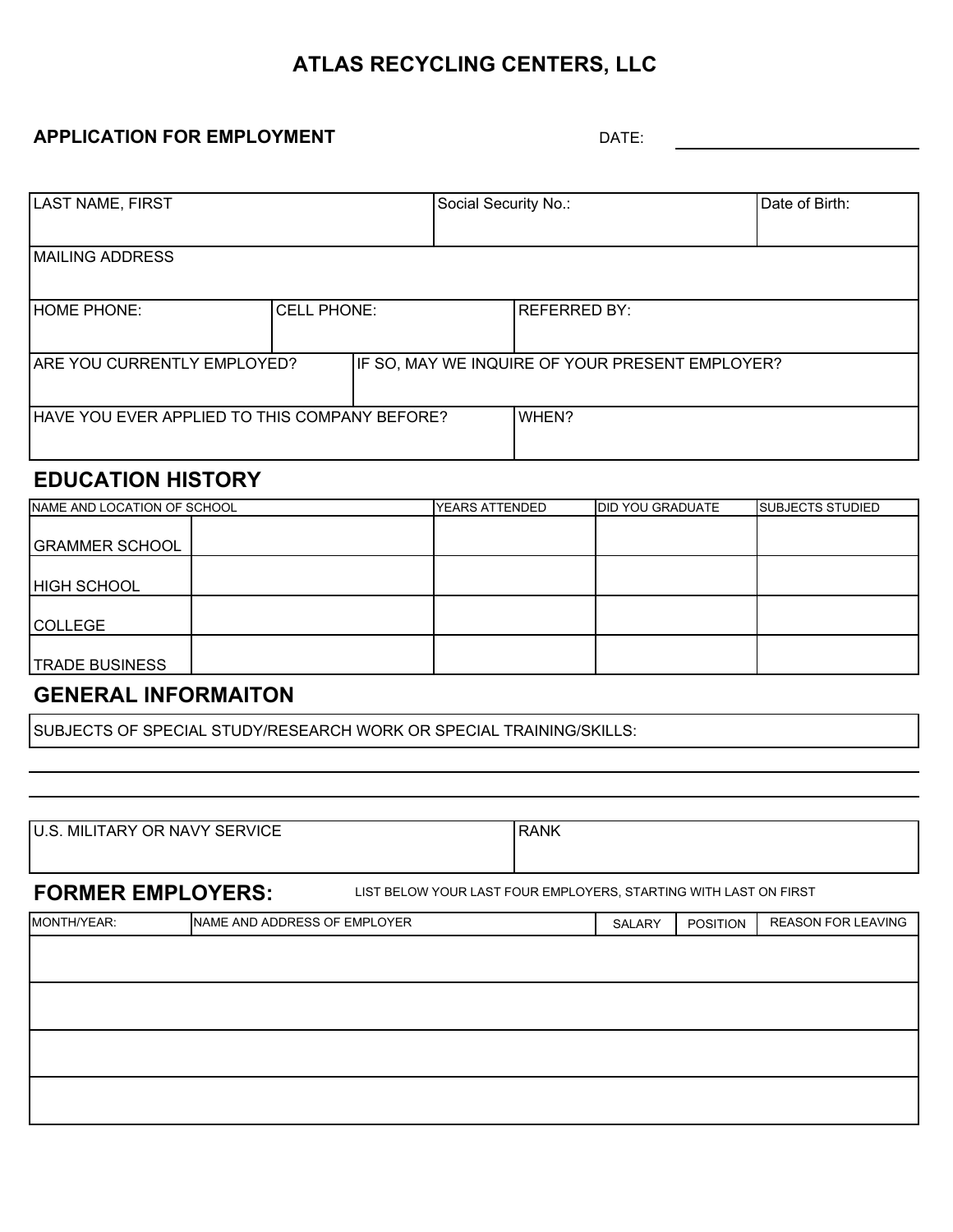# ATLAS RECYCLING CENTERS, LLC

**APPLICATION FOR EMPLOYMENT** DATE: ______________________

| LAST NAME, FIRST | Social Security No.: | Date of Birth: |
|---|---|---|
| | | |

| MAILING ADDRESS |
|---|
| |

| HOME PHONE: | CELL PHONE: | REFERRED BY: |
|---|---|---|
| | | |

| ARE YOU CURRENTLY EMPLOYED? | IF SO, MAY WE INQUIRE OF YOUR PRESENT EMPLOYER? |
|---|---|
| | |

| HAVE YOU EVER APPLIED TO THIS COMPANY BEFORE? | WHEN? |
|---|---|
| | |

## EDUCATION HISTORY

| NAME AND LOCATION OF SCHOOL | | YEARS ATTENDED | DID YOU GRADUATE | SUBJECTS STUDIED |
|---|---|---|---|---|
| GRAMMER SCHOOL | | | | |
| HIGH SCHOOL | | | | |
| COLLEGE | | | | |
| TRADE BUSINESS | | | | |

## GENERAL INFORMAITON

SUBJECTS OF SPECIAL STUDY/RESEARCH WORK OR SPECIAL TRAINING/SKILLS:

______________________________________________________________________

______________________________________________________________________

| U.S. MILITARY OR NAVY SERVICE | RANK |
|---|---|
| | |

## FORMER EMPLOYERS:

LIST BELOW YOUR LAST FOUR EMPLOYERS, STARTING WITH LAST ON FIRST

| MONTH/YEAR: | NAME AND ADDRESS OF EMPLOYER | SALARY | POSITION | REASON FOR LEAVING |
|---|---|---|---|---|
| | | | | |
| | | | | |
| | | | | |
| | | | | |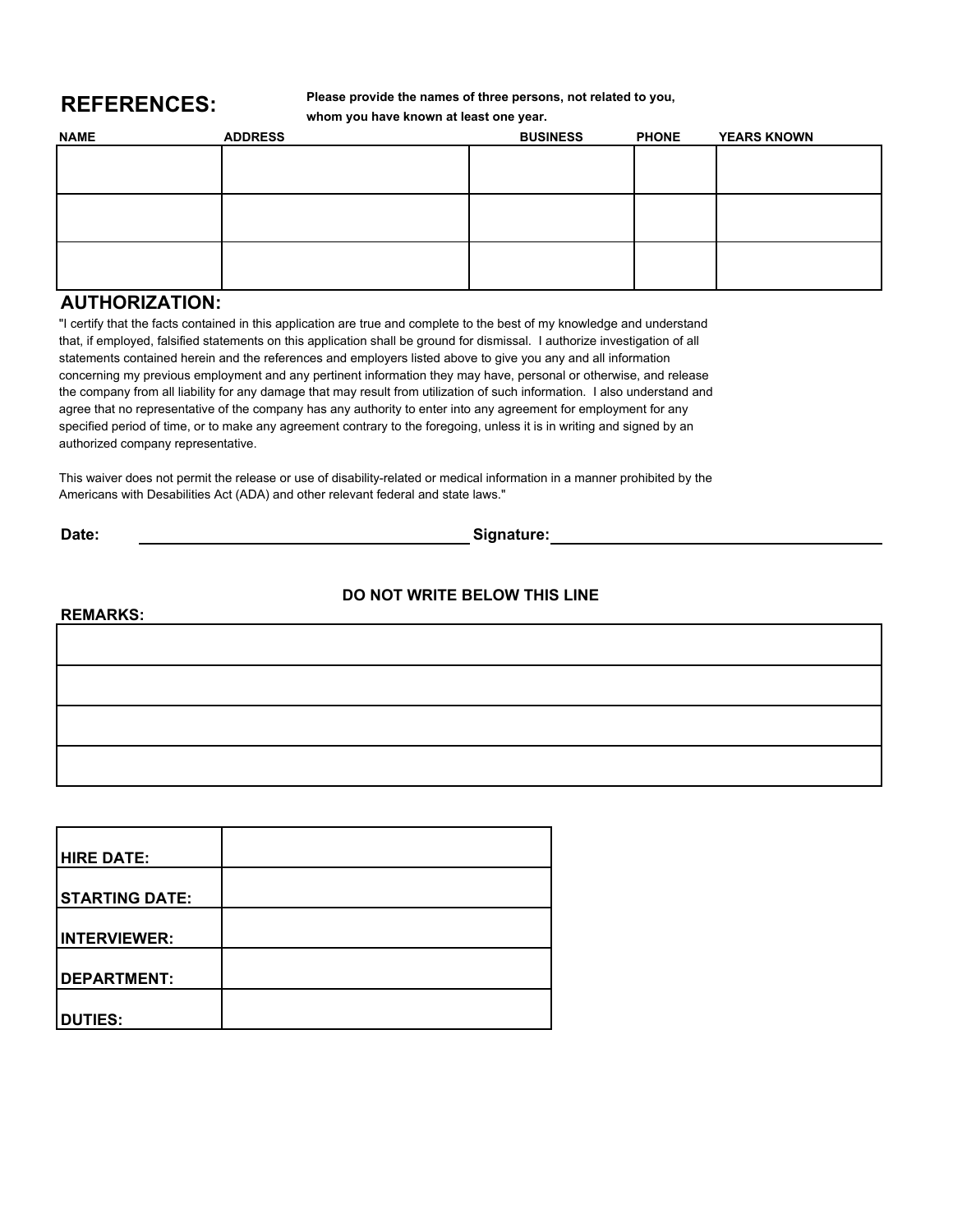## REFERENCES:

**Please provide the names of three persons, not related to you, whom you have known at least one year.**

| NAME | ADDRESS | BUSINESS | PHONE | YEARS KNOWN |
|---|---|---|---|---|
| | | | | |
| | | | | |
| | | | | |

## AUTHORIZATION:

"I certify that the facts contained in this application are true and complete to the best of my knowledge and understand that, if employed, falsified statements on this application shall be ground for dismissal. I authorize investigation of all statements contained herein and the references and employers listed above to give you any and all information concerning my previous employment and any pertinent information they may have, personal or otherwise, and release the company from all liability for any damage that may result from utilization of such information. I also understand and agree that no representative of the company has any authority to enter into any agreement for employment for any specified period of time, or to make any agreement contrary to the foregoing, unless it is in writing and signed by an authorized company representative.

This waiver does not permit the release or use of disability-related or medical information in a manner prohibited by the Americans with Desabilities Act (ADA) and other relevant federal and state laws."

**Date:** ______________________________ **Signature:** ______________________________

**DO NOT WRITE BELOW THIS LINE**

**REMARKS:**

| |
|---|
| |
| |
| |
| |

| | |
|---|---|
| **HIRE DATE:** | |
| **STARTING DATE:** | |
| **INTERVIEWER:** | |
| **DEPARTMENT:** | |
| **DUTIES:** | |